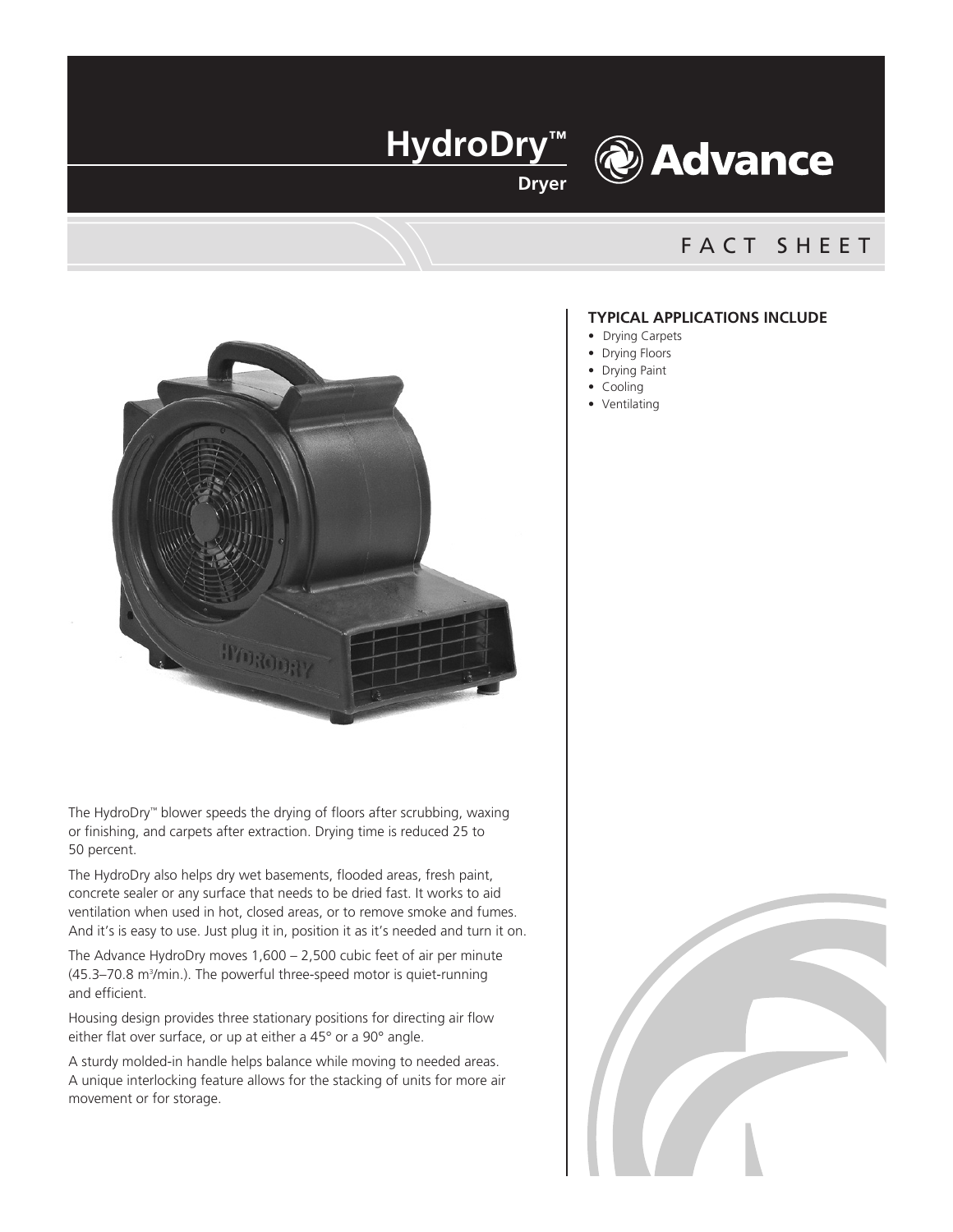# HydroDry™

**Dryer**

**Advance**

FACT SHEET

### TYPICAL APPLICATIONS INCLUDE

- Drying Carpets
- Drying Floors
- Drying Paint
- Cooling
- Ventilating

The HydroDry™ blower speeds the drying of floors after scrubbing, waxing or finishing, and carpets after extraction. Drying time is reduced 25 to 50 percent.

The HydroDry also helps dry wet basements, flooded areas, fresh paint, concrete sealer or any surface that needs to be dried fast. It works to aid ventilation when used in hot, closed areas, or to remove smoke and fumes. And it's is easy to use. Just plug it in, position it as it's needed and turn it on.

The Advance HydroDry moves 1,600 – 2,500 cubic feet of air per minute (45.3–70.8 $m^3$/min.). The powerful three-speed motor is quiet-running and efficient.

Housing design provides three stationary positions for directing air flow either flat over surface, or up at either a 45° or a 90° angle.

A sturdy molded-in handle helps balance while moving to needed areas. A unique interlocking feature allows for the stacking of units for more air movement or for storage.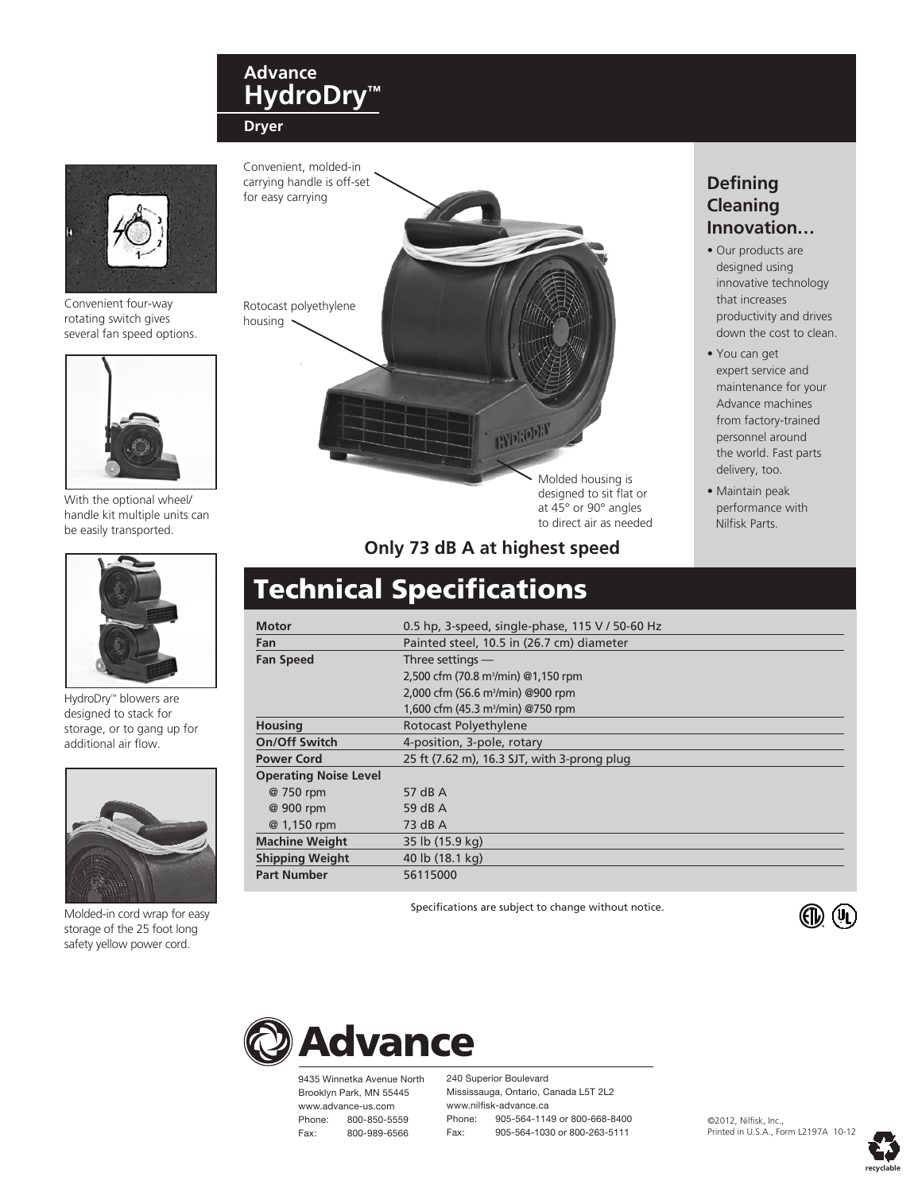# Advance HydroDry™

## Dryer

Convenient four-way rotating switch gives several fan speed options.

With the optional wheel/ handle kit multiple units can be easily transported.

HydroDry™ blowers are designed to stack for storage, or to gang up for additional air flow.

Molded-in cord wrap for easy storage of the 25 foot long safety yellow power cord.

Convenient, molded-in carrying handle is off-set for easy carrying

Rotocast polyethylene housing

Molded housing is designed to sit flat or at 45° or 90° angles to direct air as needed

**Only 73 dB A at highest speed**

### Defining Cleaning Innovation…

- Our products are designed using innovative technology that increases productivity and drives down the cost to clean.
- You can get expert service and maintenance for your Advance machines from factory-trained personnel around the world. Fast parts delivery, too.
- Maintain peak performance with Nilfisk Parts.

## Technical Specifications

| | |
|---|---|
| **Motor** | 0.5 hp, 3-speed, single-phase, 115 V / 50-60 Hz |
| **Fan** | Painted steel, 10.5 in (26.7 cm) diameter |
| **Fan Speed** | Three settings —<br>2,500 cfm (70.8 $m^3$/min) @1,150 rpm<br>2,000 cfm (56.6 $m^3$/min) @900 rpm<br>1,600 cfm (45.3 $m^3$/min) @750 rpm |
| **Housing** | Rotocast Polyethylene |
| **On/Off Switch** | 4-position, 3-pole, rotary |
| **Power Cord** | 25 ft (7.62 m), 16.3 SJT, with 3-prong plug |
| **Operating Noise Level** | |
| @ 750 rpm | 57 dB A |
| @ 900 rpm | 59 dB A |
| @ 1,150 rpm | 73 dB A |
| **Machine Weight** | 35 lb (15.9 kg) |
| **Shipping Weight** | 40 lb (18.1 kg) |
| **Part Number** | 56115000 |

Specifications are subject to change without notice.

**Advance**

9435 Winnetka Avenue North
Brooklyn Park, MN 55445
www.advance-us.com
Phone: 800-850-5559
Fax: 800-989-6566

240 Superior Boulevard
Mississauga, Ontario, Canada L5T 2L2
www.nilfisk-advance.ca
Phone: 905-564-1149 or 800-668-8400
Fax: 905-564-1030 or 800-263-5111

©2012, Nilfisk, Inc.,
Printed in U.S.A., Form L2197A 10-12

recyclable